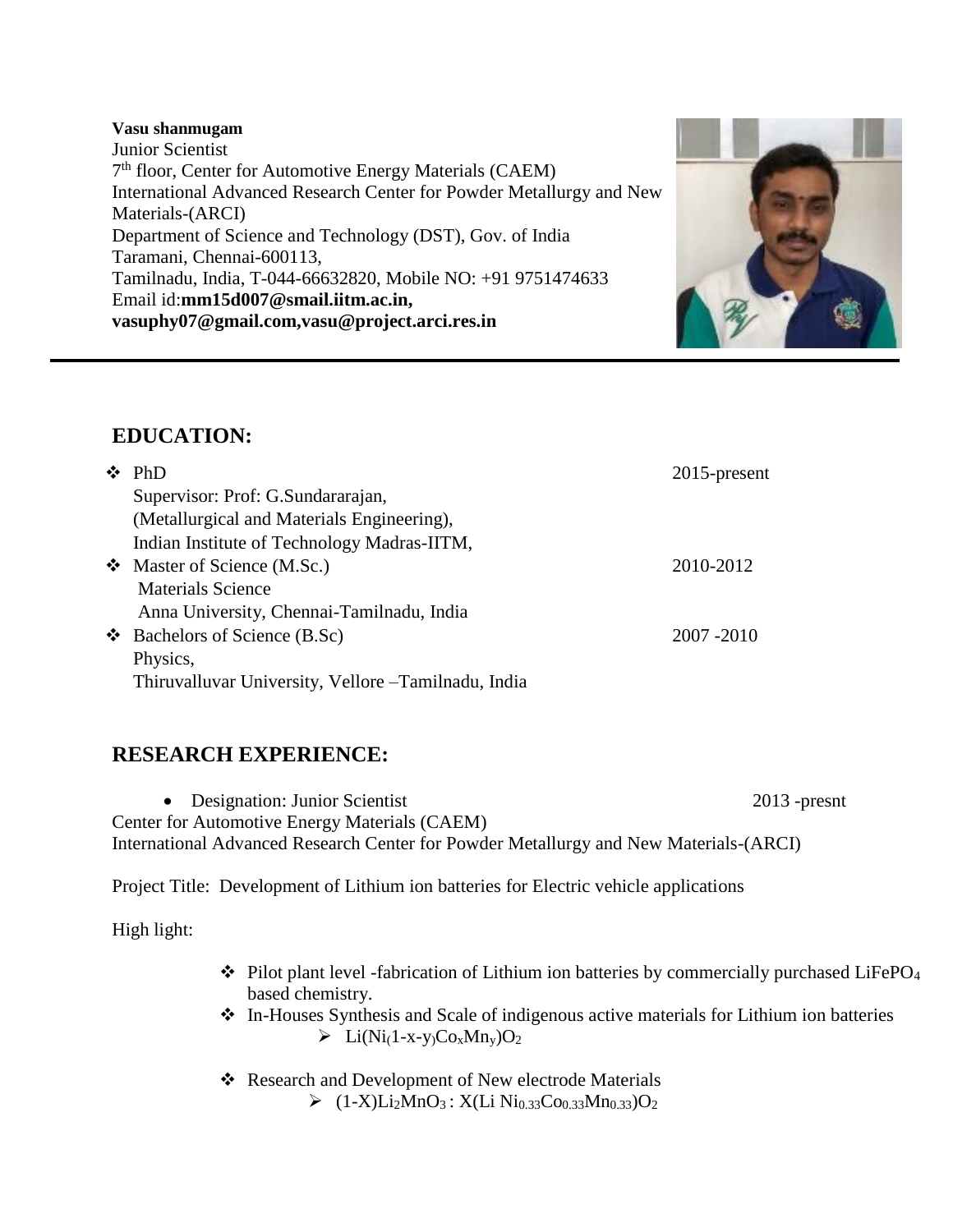**Vasu shanmugam**
Junior Scientist
7th floor, Center for Automotive Energy Materials (CAEM)
International Advanced Research Center for Powder Metallurgy and New Materials-(ARCI)
Department of Science and Technology (DST), Gov. of India
Taramani, Chennai-600113,
Tamilnadu, India, T-044-66632820, Mobile NO: +91 9751474633
Email id:**mm15d007@smail.iitm.ac.in, vasuphy07@gmail.com,vasu@project.arci.res.in**

---

## EDUCATION:

- PhD — 2015-present
  Supervisor: Prof: G.Sundararajan,
  (Metallurgical and Materials Engineering),
  Indian Institute of Technology Madras-IITM,
- Master of Science (M.Sc.) — 2010-2012
  Materials Science
  Anna University, Chennai-Tamilnadu, India
- Bachelors of Science (B.Sc) — 2007 -2010
  Physics,
  Thiruvalluvar University, Vellore –Tamilnadu, India

## RESEARCH EXPERIENCE:

- Designation: Junior Scientist — 2013 -presnt

Center for Automotive Energy Materials (CAEM)
International Advanced Research Center for Powder Metallurgy and New Materials-(ARCI)

Project Title: Development of Lithium ion batteries for Electric vehicle applications

High light:

- Pilot plant level -fabrication of Lithium ion batteries by commercially purchased $LiFePO_4$ based chemistry.
- In-Houses Synthesis and Scale of indigenous active materials for Lithium ion batteries
  - $Li(Ni_{(1-x-y)}Co_xMn_y)O_2$
- Research and Development of New electrode Materials
  - $(1-X)Li_2MnO_3 : X(Li\ Ni_{0.33}Co_{0.33}Mn_{0.33})O_2$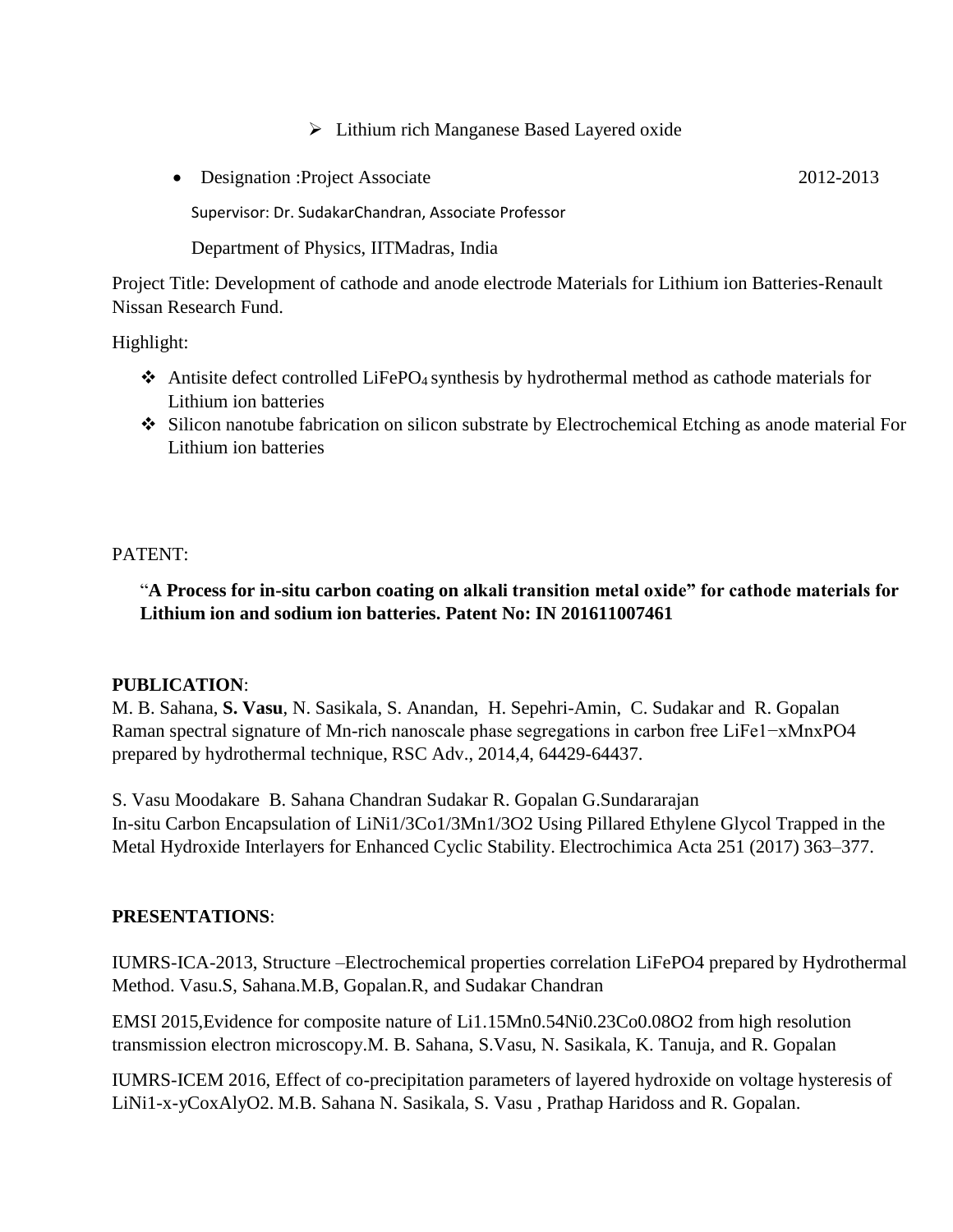- Lithium rich Manganese Based Layered oxide

- Designation :Project Associate 2012-2013

  Supervisor: Dr. SudakarChandran, Associate Professor

  Department of Physics, IITMadras, India

Project Title: Development of cathode and anode electrode Materials for Lithium ion Batteries-Renault Nissan Research Fund.

Highlight:

- Antisite defect controlled $LiFePO_4$ synthesis by hydrothermal method as cathode materials for Lithium ion batteries
- Silicon nanotube fabrication on silicon substrate by Electrochemical Etching as anode material For Lithium ion batteries

PATENT:

"**A Process for in-situ carbon coating on alkali transition metal oxide" for cathode materials for Lithium ion and sodium ion batteries. Patent No: IN 201611007461**

**PUBLICATION**:

M. B. Sahana, **S. Vasu**, N. Sasikala, S. Anandan, H. Sepehri-Amin, C. Sudakar and R. Gopalan Raman spectral signature of Mn-rich nanoscale phase segregations in carbon free $LiFe_{1-x}Mn_xPO_4$ prepared by hydrothermal technique, RSC Adv., 2014,4, 64429-64437.

S. Vasu Moodakare B. Sahana Chandran Sudakar R. Gopalan G.Sundararajan In-situ Carbon Encapsulation of $LiNi_{1/3}Co_{1/3}Mn_{1/3}O_2$ Using Pillared Ethylene Glycol Trapped in the Metal Hydroxide Interlayers for Enhanced Cyclic Stability. Electrochimica Acta 251 (2017) 363–377.

**PRESENTATIONS**:

IUMRS-ICA-2013, Structure –Electrochemical properties correlation $LiFePO_4$ prepared by Hydrothermal Method. Vasu.S, Sahana.M.B, Gopalan.R, and Sudakar Chandran

EMSI 2015,Evidence for composite nature of $Li_{1.15}Mn_{0.54}Ni_{0.23}Co_{0.08}O_2$ from high resolution transmission electron microscopy.M. B. Sahana, S.Vasu, N. Sasikala, K. Tanuja, and R. Gopalan

IUMRS-ICEM 2016, Effect of co-precipitation parameters of layered hydroxide on voltage hysteresis of $LiNi_{1-x-y}Co_xAl_yO_2$. M.B. Sahana N. Sasikala, S. Vasu , Prathap Haridoss and R. Gopalan.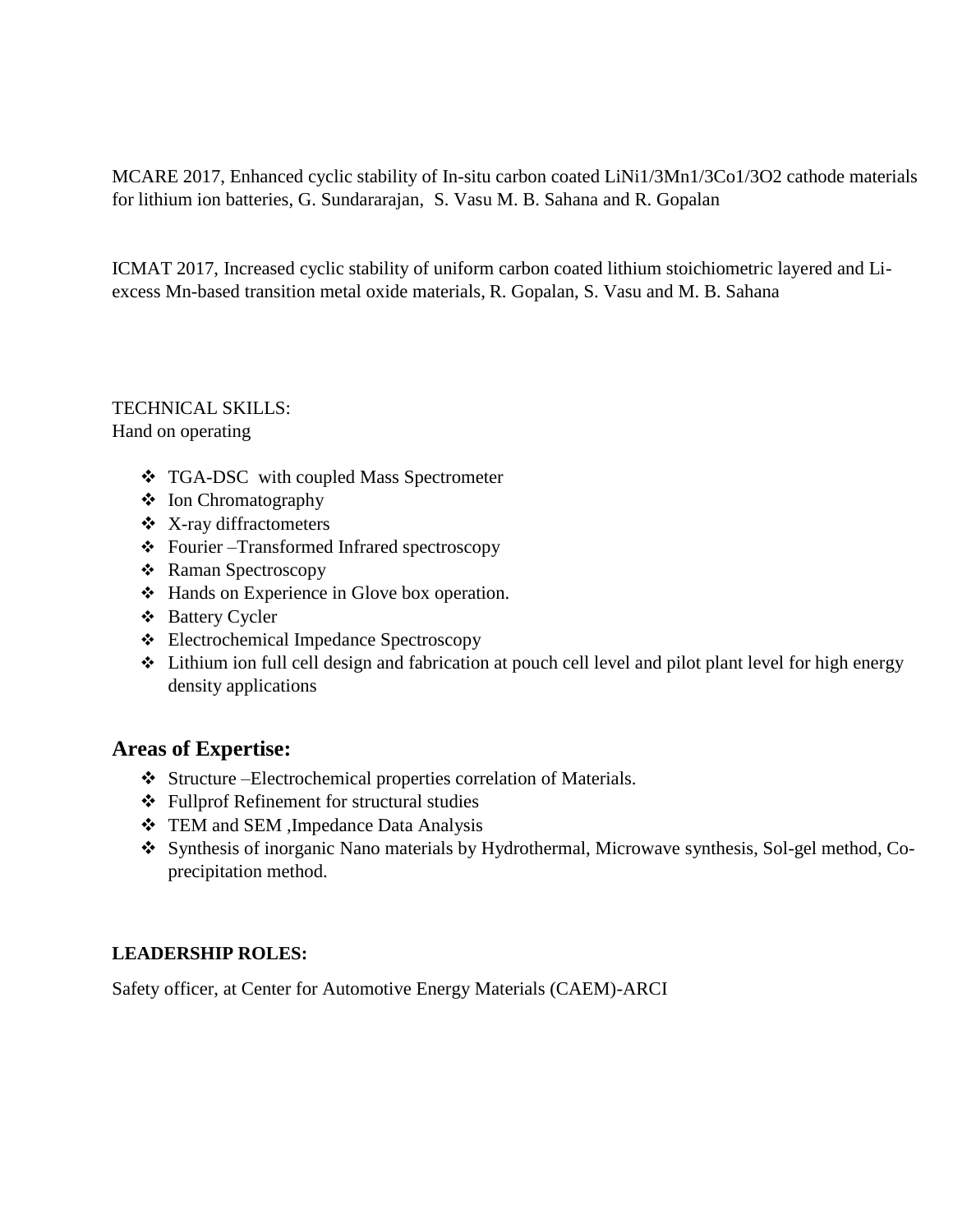MCARE 2017, Enhanced cyclic stability of In-situ carbon coated $LiNi_{1/3}Mn_{1/3}Co_{1/3}O_2$ cathode materials for lithium ion batteries, G. Sundararajan, S. Vasu M. B. Sahana and R. Gopalan

ICMAT 2017, Increased cyclic stability of uniform carbon coated lithium stoichiometric layered and Li-excess Mn-based transition metal oxide materials, R. Gopalan, S. Vasu and M. B. Sahana

TECHNICAL SKILLS:
Hand on operating

- TGA-DSC with coupled Mass Spectrometer
- Ion Chromatography
- X-ray diffractometers
- Fourier –Transformed Infrared spectroscopy
- Raman Spectroscopy
- Hands on Experience in Glove box operation.
- Battery Cycler
- Electrochemical Impedance Spectroscopy
- Lithium ion full cell design and fabrication at pouch cell level and pilot plant level for high energy density applications

## Areas of Expertise:

- Structure –Electrochemical properties correlation of Materials.
- Fullprof Refinement for structural studies
- TEM and SEM ,Impedance Data Analysis
- Synthesis of inorganic Nano materials by Hydrothermal, Microwave synthesis, Sol-gel method, Co-precipitation method.

**LEADERSHIP ROLES:**

Safety officer, at Center for Automotive Energy Materials (CAEM)-ARCI